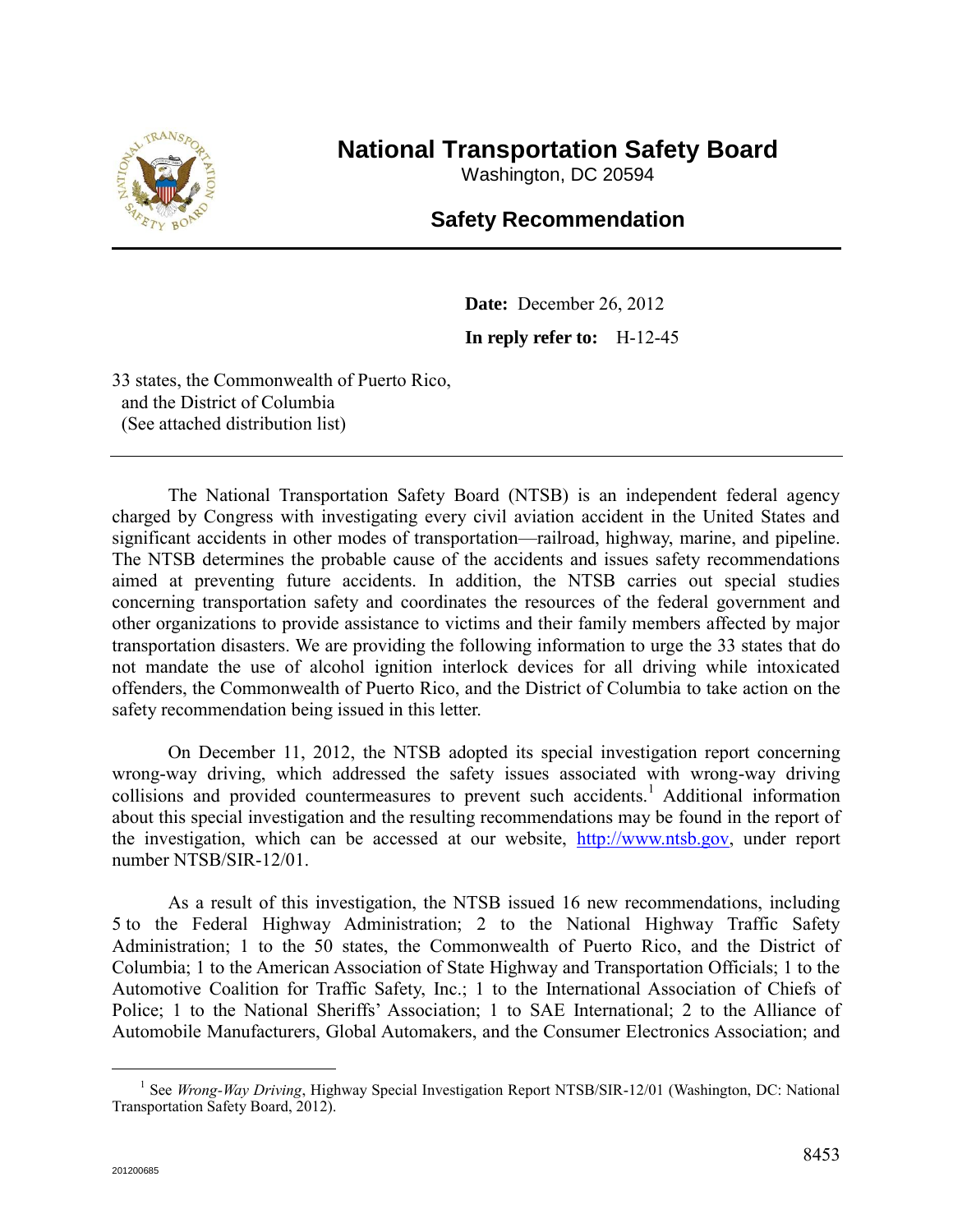# National Transportation Safety Board

Washington, DC 20594

## Safety Recommendation

**Date:** December 26, 2012

**In reply refer to:** H-12-45

33 states, the Commonwealth of Puerto Rico,
and the District of Columbia
(See attached distribution list)

---

The National Transportation Safety Board (NTSB) is an independent federal agency charged by Congress with investigating every civil aviation accident in the United States and significant accidents in other modes of transportation—railroad, highway, marine, and pipeline. The NTSB determines the probable cause of the accidents and issues safety recommendations aimed at preventing future accidents. In addition, the NTSB carries out special studies concerning transportation safety and coordinates the resources of the federal government and other organizations to provide assistance to victims and their family members affected by major transportation disasters. We are providing the following information to urge the 33 states that do not mandate the use of alcohol ignition interlock devices for all driving while intoxicated offenders, the Commonwealth of Puerto Rico, and the District of Columbia to take action on the safety recommendation being issued in this letter.

On December 11, 2012, the NTSB adopted its special investigation report concerning wrong-way driving, which addressed the safety issues associated with wrong-way driving collisions and provided countermeasures to prevent such accidents.[1] Additional information about this special investigation and the resulting recommendations may be found in the report of the investigation, which can be accessed at our website, http://www.ntsb.gov, under report number NTSB/SIR-12/01.

As a result of this investigation, the NTSB issued 16 new recommendations, including 5 to the Federal Highway Administration; 2 to the National Highway Traffic Safety Administration; 1 to the 50 states, the Commonwealth of Puerto Rico, and the District of Columbia; 1 to the American Association of State Highway and Transportation Officials; 1 to the Automotive Coalition for Traffic Safety, Inc.; 1 to the International Association of Chiefs of Police; 1 to the National Sheriffs' Association; 1 to SAE International; 2 to the Alliance of Automobile Manufacturers, Global Automakers, and the Consumer Electronics Association; and

---

[1] See *Wrong-Way Driving*, Highway Special Investigation Report NTSB/SIR-12/01 (Washington, DC: National Transportation Safety Board, 2012).

201200685

8453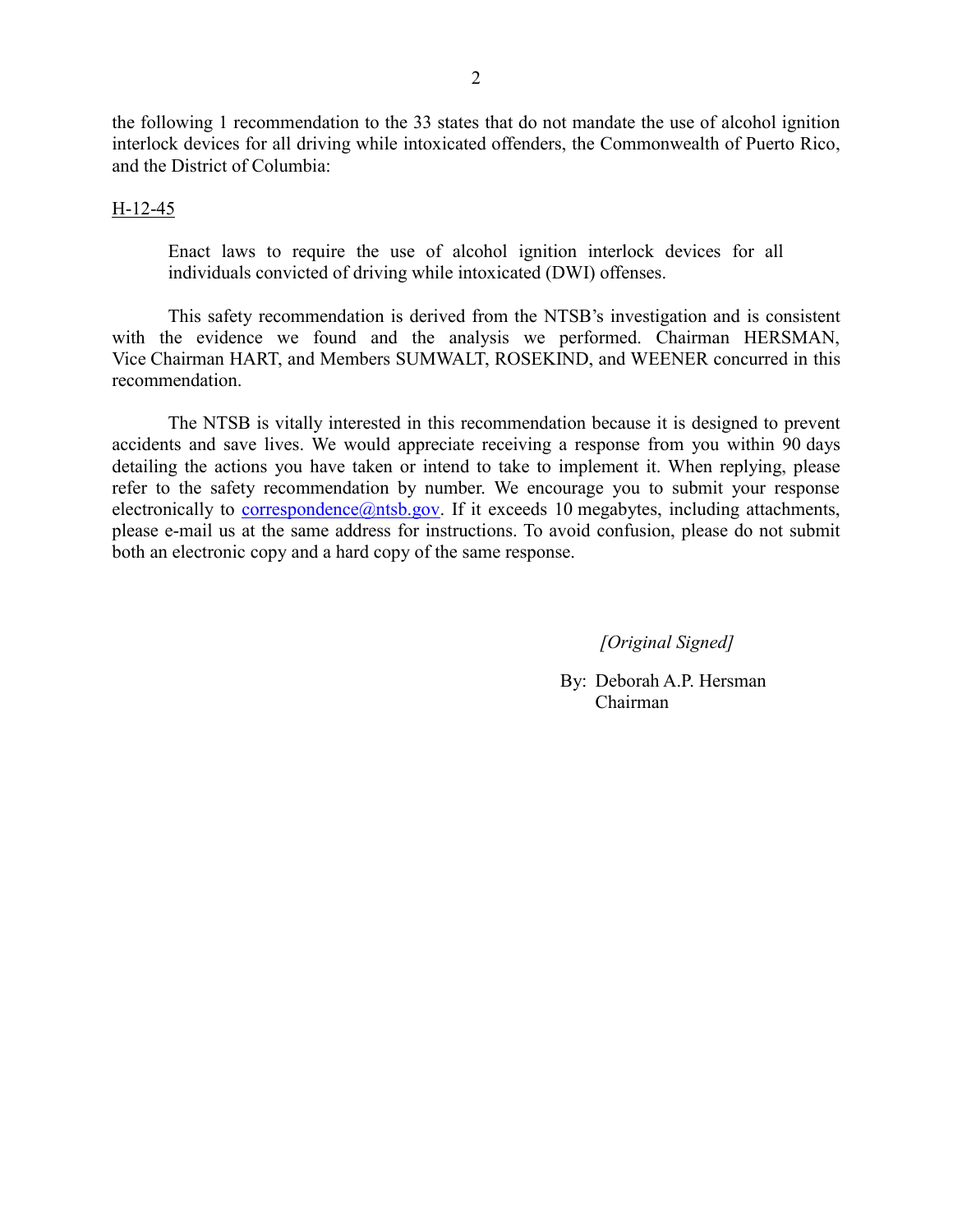the following 1 recommendation to the 33 states that do not mandate the use of alcohol ignition interlock devices for all driving while intoxicated offenders, the Commonwealth of Puerto Rico, and the District of Columbia:

H-12-45

> Enact laws to require the use of alcohol ignition interlock devices for all individuals convicted of driving while intoxicated (DWI) offenses.

This safety recommendation is derived from the NTSB's investigation and is consistent with the evidence we found and the analysis we performed. Chairman HERSMAN, Vice Chairman HART, and Members SUMWALT, ROSEKIND, and WEENER concurred in this recommendation.

The NTSB is vitally interested in this recommendation because it is designed to prevent accidents and save lives. We would appreciate receiving a response from you within 90 days detailing the actions you have taken or intend to take to implement it. When replying, please refer to the safety recommendation by number. We encourage you to submit your response electronically to correspondence@ntsb.gov. If it exceeds 10 megabytes, including attachments, please e-mail us at the same address for instructions. To avoid confusion, please do not submit both an electronic copy and a hard copy of the same response.

*[Original Signed]*

By: Deborah A.P. Hersman
Chairman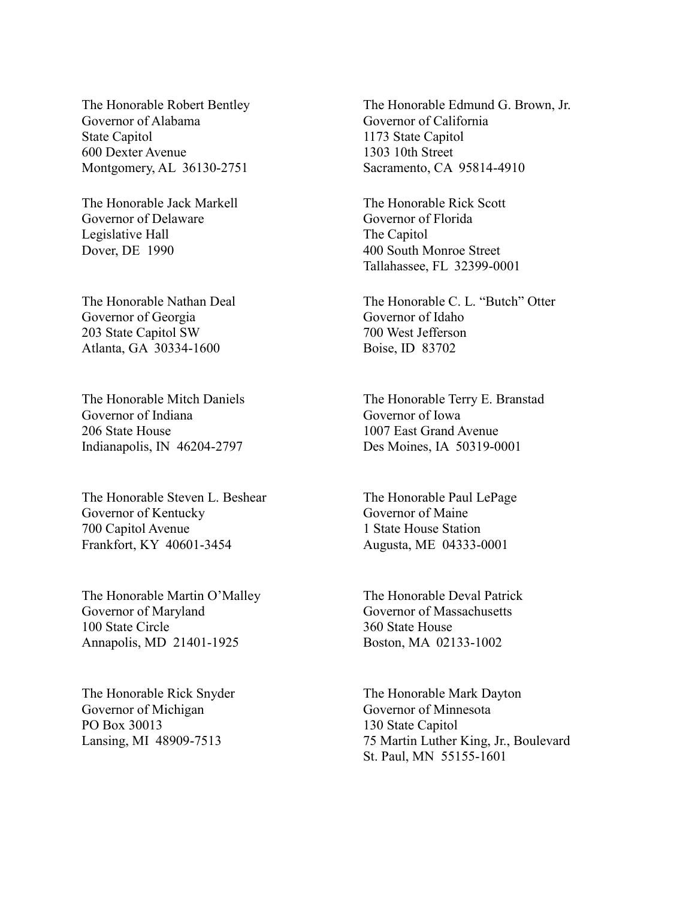The Honorable Robert Bentley
Governor of Alabama
State Capitol
600 Dexter Avenue
Montgomery, AL 36130-2751

The Honorable Edmund G. Brown, Jr.
Governor of California
1173 State Capitol
1303 10th Street
Sacramento, CA 95814-4910

The Honorable Jack Markell
Governor of Delaware
Legislative Hall
Dover, DE 1990

The Honorable Rick Scott
Governor of Florida
The Capitol
400 South Monroe Street
Tallahassee, FL 32399-0001

The Honorable Nathan Deal
Governor of Georgia
203 State Capitol SW
Atlanta, GA 30334-1600

The Honorable C. L. "Butch" Otter
Governor of Idaho
700 West Jefferson
Boise, ID 83702

The Honorable Mitch Daniels
Governor of Indiana
206 State House
Indianapolis, IN 46204-2797

The Honorable Terry E. Branstad
Governor of Iowa
1007 East Grand Avenue
Des Moines, IA 50319-0001

The Honorable Steven L. Beshear
Governor of Kentucky
700 Capitol Avenue
Frankfort, KY 40601-3454

The Honorable Paul LePage
Governor of Maine
1 State House Station
Augusta, ME 04333-0001

The Honorable Martin O'Malley
Governor of Maryland
100 State Circle
Annapolis, MD 21401-1925

The Honorable Deval Patrick
Governor of Massachusetts
360 State House
Boston, MA 02133-1002

The Honorable Rick Snyder
Governor of Michigan
PO Box 30013
Lansing, MI 48909-7513

The Honorable Mark Dayton
Governor of Minnesota
130 State Capitol
75 Martin Luther King, Jr., Boulevard
St. Paul, MN 55155-1601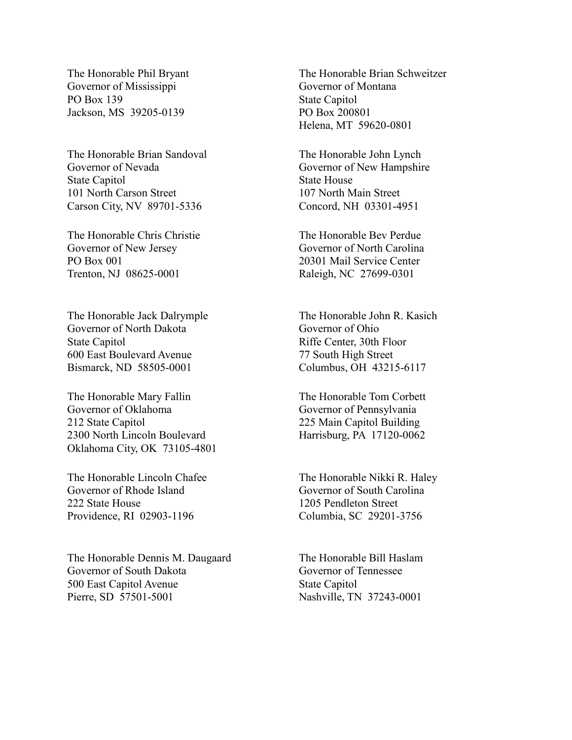The Honorable Phil Bryant
Governor of Mississippi
PO Box 139
Jackson, MS 39205-0139

The Honorable Brian Schweitzer
Governor of Montana
State Capitol
PO Box 200801
Helena, MT 59620-0801

The Honorable Brian Sandoval
Governor of Nevada
State Capitol
101 North Carson Street
Carson City, NV 89701-5336

The Honorable John Lynch
Governor of New Hampshire
State House
107 North Main Street
Concord, NH 03301-4951

The Honorable Chris Christie
Governor of New Jersey
PO Box 001
Trenton, NJ 08625-0001

The Honorable Bev Perdue
Governor of North Carolina
20301 Mail Service Center
Raleigh, NC 27699-0301

The Honorable Jack Dalrymple
Governor of North Dakota
State Capitol
600 East Boulevard Avenue
Bismarck, ND 58505-0001

The Honorable John R. Kasich
Governor of Ohio
Riffe Center, 30th Floor
77 South High Street
Columbus, OH 43215-6117

The Honorable Mary Fallin
Governor of Oklahoma
212 State Capitol
2300 North Lincoln Boulevard
Oklahoma City, OK 73105-4801

The Honorable Tom Corbett
Governor of Pennsylvania
225 Main Capitol Building
Harrisburg, PA 17120-0062

The Honorable Lincoln Chafee
Governor of Rhode Island
222 State House
Providence, RI 02903-1196

The Honorable Nikki R. Haley
Governor of South Carolina
1205 Pendleton Street
Columbia, SC 29201-3756

The Honorable Dennis M. Daugaard
Governor of South Dakota
500 East Capitol Avenue
Pierre, SD 57501-5001

The Honorable Bill Haslam
Governor of Tennessee
State Capitol
Nashville, TN 37243-0001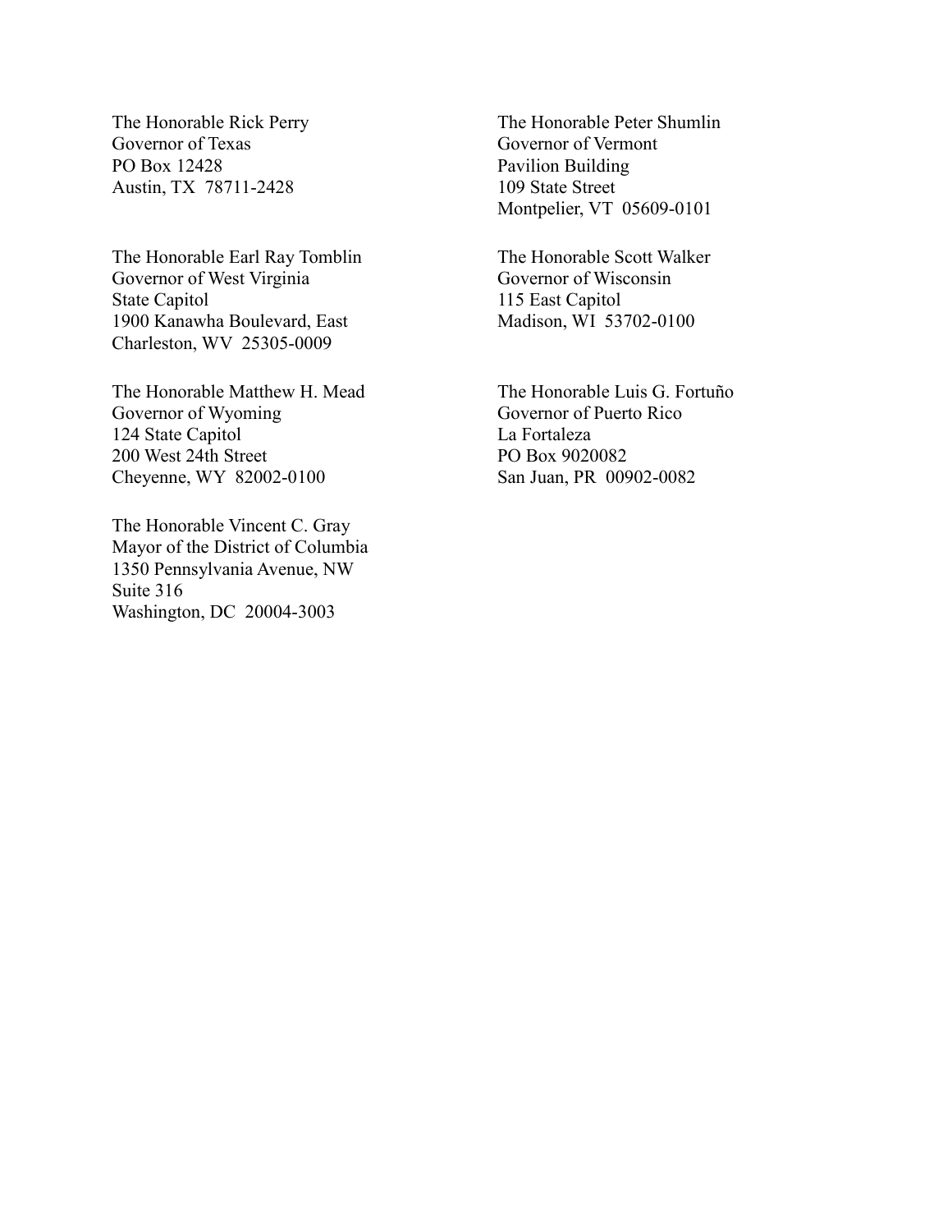The Honorable Rick Perry
Governor of Texas
PO Box 12428
Austin, TX 78711-2428

The Honorable Peter Shumlin
Governor of Vermont
Pavilion Building
109 State Street
Montpelier, VT 05609-0101

The Honorable Earl Ray Tomblin
Governor of West Virginia
State Capitol
1900 Kanawha Boulevard, East
Charleston, WV 25305-0009

The Honorable Scott Walker
Governor of Wisconsin
115 East Capitol
Madison, WI 53702-0100

The Honorable Matthew H. Mead
Governor of Wyoming
124 State Capitol
200 West 24th Street
Cheyenne, WY 82002-0100

The Honorable Luis G. Fortuño
Governor of Puerto Rico
La Fortaleza
PO Box 9020082
San Juan, PR 00902-0082

The Honorable Vincent C. Gray
Mayor of the District of Columbia
1350 Pennsylvania Avenue, NW
Suite 316
Washington, DC 20004-3003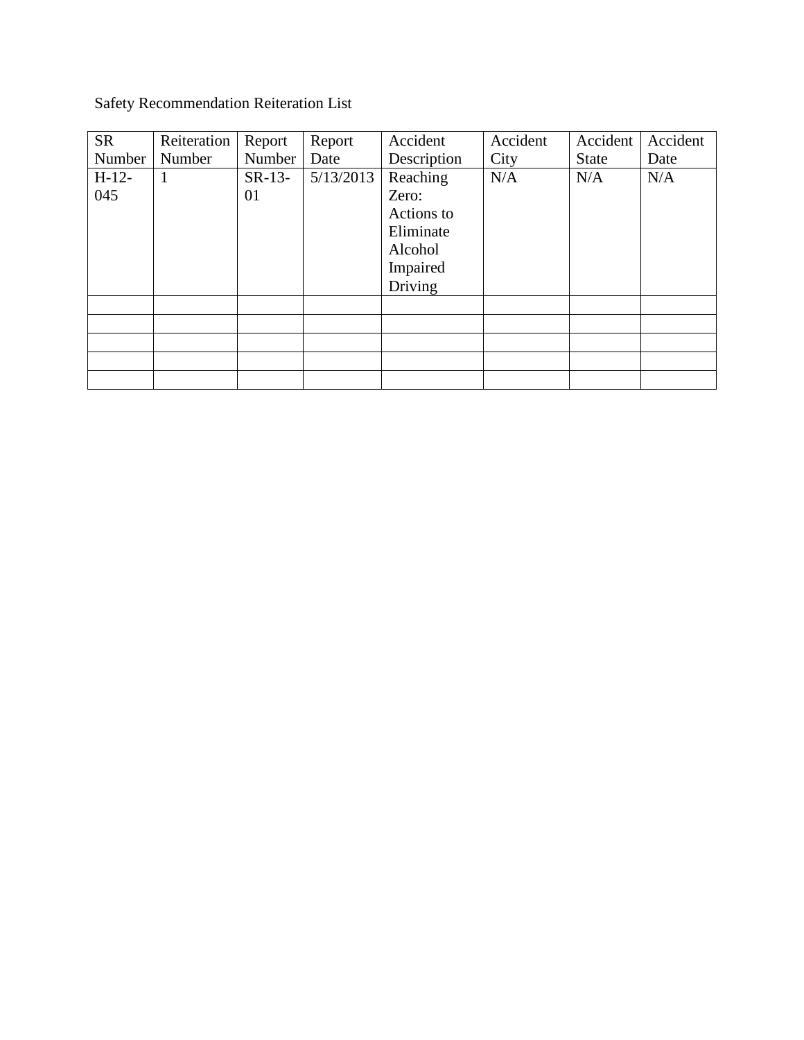Safety Recommendation Reiteration List

| SR Number | Reiteration Number | Report Number | Report Date | Accident Description | Accident City | Accident State | Accident Date |
|---|---|---|---|---|---|---|---|
| H-12-045 | 1 | SR-13-01 | 5/13/2013 | Reaching Zero: Actions to Eliminate Alcohol Impaired Driving | N/A | N/A | N/A |
| | | | | | | | |
| | | | | | | | |
| | | | | | | | |
| | | | | | | | |
| | | | | | | | |